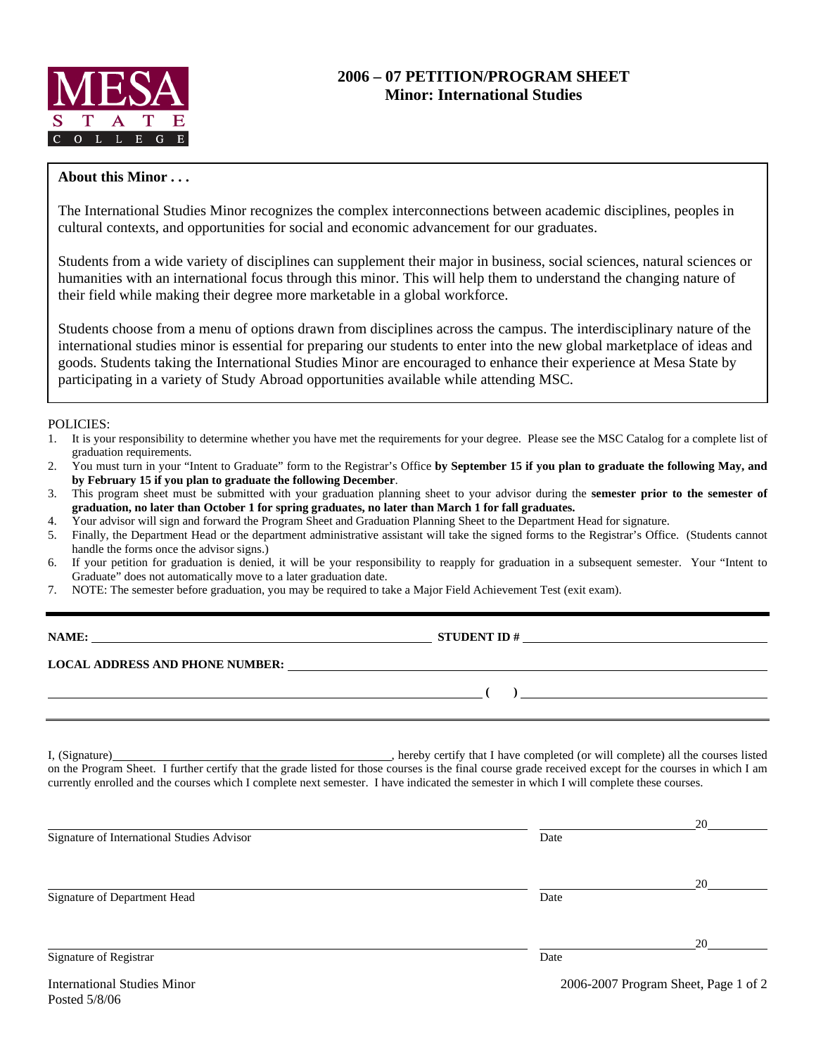**MESA STATE COLLEGE**

# 2006 – 07 PETITION/PROGRAM SHEET
## Minor: International Studies

**About this Minor . . .**

The International Studies Minor recognizes the complex interconnections between academic disciplines, peoples in cultural contexts, and opportunities for social and economic advancement for our graduates.

Students from a wide variety of disciplines can supplement their major in business, social sciences, natural sciences or humanities with an international focus through this minor. This will help them to understand the changing nature of their field while making their degree more marketable in a global workforce.

Students choose from a menu of options drawn from disciplines across the campus. The interdisciplinary nature of the international studies minor is essential for preparing our students to enter into the new global marketplace of ideas and goods. Students taking the International Studies Minor are encouraged to enhance their experience at Mesa State by participating in a variety of Study Abroad opportunities available while attending MSC.

POLICIES:

1. It is your responsibility to determine whether you have met the requirements for your degree. Please see the MSC Catalog for a complete list of graduation requirements.
2. You must turn in your "Intent to Graduate" form to the Registrar's Office **by September 15 if you plan to graduate the following May, and by February 15 if you plan to graduate the following December**.
3. This program sheet must be submitted with your graduation planning sheet to your advisor during the **semester prior to the semester of graduation, no later than October 1 for spring graduates, no later than March 1 for fall graduates.**
4. Your advisor will sign and forward the Program Sheet and Graduation Planning Sheet to the Department Head for signature.
5. Finally, the Department Head or the department administrative assistant will take the signed forms to the Registrar's Office. (Students cannot handle the forms once the advisor signs.)
6. If your petition for graduation is denied, it will be your responsibility to reapply for graduation in a subsequent semester. Your "Intent to Graduate" does not automatically move to a later graduation date.
7. NOTE: The semester before graduation, you may be required to take a Major Field Achievement Test (exit exam).

---

**NAME:** ______________________________ **STUDENT ID #** ______________________________

**LOCAL ADDRESS AND PHONE NUMBER:** ______________________________

______________________________ **( )** ______________________________

---

I, (Signature)______________________________, hereby certify that I have completed (or will complete) all the courses listed on the Program Sheet. I further certify that the grade listed for those courses is the final course grade received except for the courses in which I am currently enrolled and the courses which I complete next semester. I have indicated the semester in which I will complete these courses.

______________________________ ______________ 20______
Signature of International Studies Advisor Date

______________________________ ______________ 20______
Signature of Department Head Date

______________________________ ______________ 20______
Signature of Registrar Date

International Studies Minor
Posted 5/8/06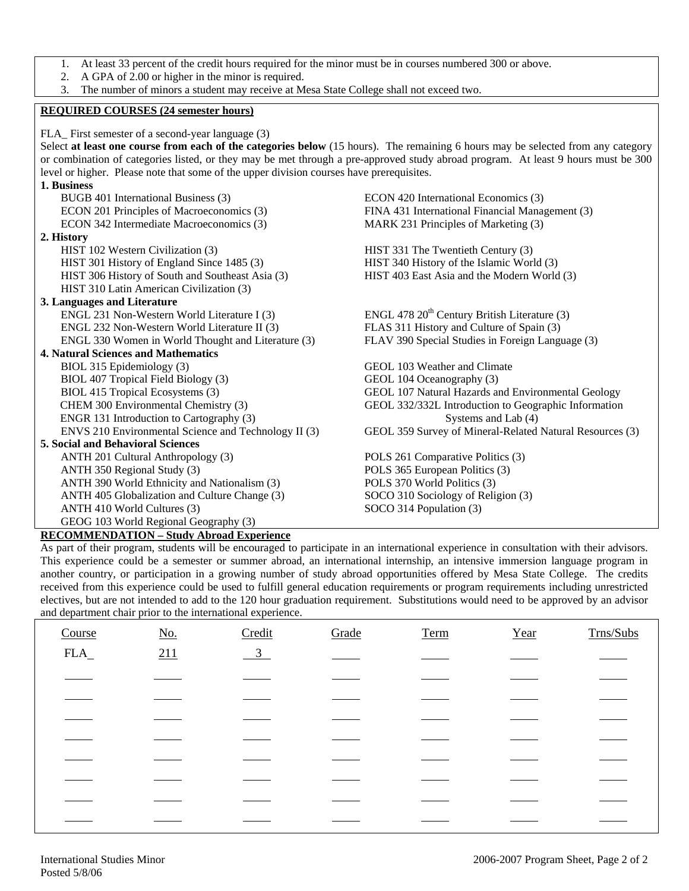1. At least 33 percent of the credit hours required for the minor must be in courses numbered 300 or above.
2. A GPA of 2.00 or higher in the minor is required.
3. The number of minors a student may receive at Mesa State College shall not exceed two.

## REQUIRED COURSES (24 semester hours)

FLA_ First semester of a second-year language (3)

Select **at least one course from each of the categories below** (15 hours). The remaining 6 hours may be selected from any category or combination of categories listed, or they may be met through a pre-approved study abroad program. At least 9 hours must be 300 level or higher. Please note that some of the upper division courses have prerequisites.

**1. Business**

- BUGB 401 International Business (3)
- ECON 201 Principles of Macroeconomics (3)
- ECON 342 Intermediate Macroeconomics (3)
- ECON 420 International Economics (3)
- FINA 431 International Financial Management (3)
- MARK 231 Principles of Marketing (3)

**2. History**

- HIST 102 Western Civilization (3)
- HIST 301 History of England Since 1485 (3)
- HIST 306 History of South and Southeast Asia (3)
- HIST 310 Latin American Civilization (3)
- HIST 331 The Twentieth Century (3)
- HIST 340 History of the Islamic World (3)
- HIST 403 East Asia and the Modern World (3)

**3. Languages and Literature**

- ENGL 231 Non-Western World Literature I (3)
- ENGL 232 Non-Western World Literature II (3)
- ENGL 330 Women in World Thought and Literature (3)
- ENGL 478 20th Century British Literature (3)
- FLAS 311 History and Culture of Spain (3)
- FLAV 390 Special Studies in Foreign Language (3)

**4. Natural Sciences and Mathematics**

- BIOL 315 Epidemiology (3)
- BIOL 407 Tropical Field Biology (3)
- BIOL 415 Tropical Ecosystems (3)
- CHEM 300 Environmental Chemistry (3)
- ENGR 131 Introduction to Cartography (3)
- ENVS 210 Environmental Science and Technology II (3)
- GEOL 103 Weather and Climate
- GEOL 104 Oceanography (3)
- GEOL 107 Natural Hazards and Environmental Geology
- GEOL 332/332L Introduction to Geographic Information Systems and Lab (4)
- GEOL 359 Survey of Mineral-Related Natural Resources (3)

**5. Social and Behavioral Sciences**

- ANTH 201 Cultural Anthropology (3)
- ANTH 350 Regional Study (3)
- ANTH 390 World Ethnicity and Nationalism (3)
- ANTH 405 Globalization and Culture Change (3)
- ANTH 410 World Cultures (3)
- GEOG 103 World Regional Geography (3)
- POLS 261 Comparative Politics (3)
- POLS 365 European Politics (3)
- POLS 370 World Politics (3)
- SOCO 310 Sociology of Religion (3)
- SOCO 314 Population (3)

## RECOMMENDATION – Study Abroad Experience

As part of their program, students will be encouraged to participate in an international experience in consultation with their advisors. This experience could be a semester or summer abroad, an international internship, an intensive immersion language program in another country, or participation in a growing number of study abroad opportunities offered by Mesa State College. The credits received from this experience could be used to fulfill general education requirements or program requirements including unrestricted electives, but are not intended to add to the 120 hour graduation requirement. Substitutions would need to be approved by an advisor and department chair prior to the international experience.

| Course | No. | Credit | Grade | Term | Year | Trns/Subs |
|---|---|---|---|---|---|---|
| FLA_ | 211 | 3 | | | | |
| | | | | | | |
| | | | | | | |
| | | | | | | |
| | | | | | | |
| | | | | | | |
| | | | | | | |
| | | | | | | |
| | | | | | | |

International Studies Minor
Posted 5/8/06